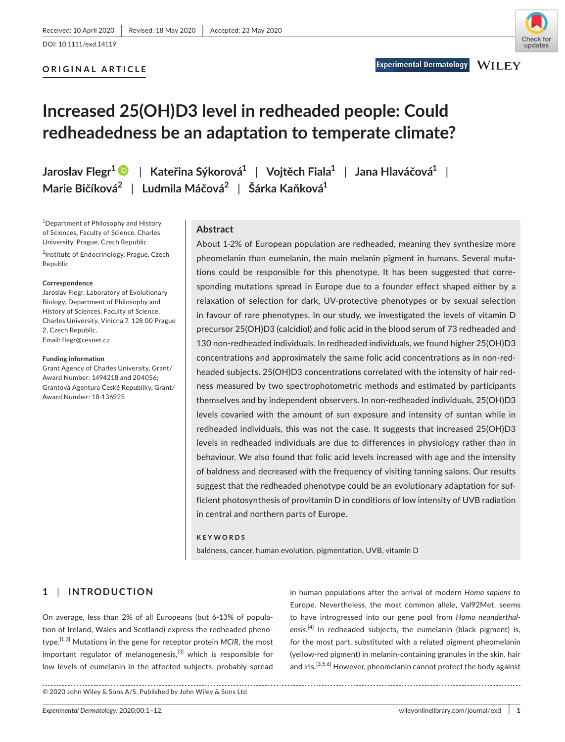Received: 10 April 2020 | Revised: 18 May 2020 | Accepted: 23 May 2020

DOI: 10.1111/exd.14119

**ORIGINAL ARTICLE**

# Increased 25(OH)D3 level in redheaded people: Could redheadedness be an adaptation to temperate climate?

**Jaroslav Flegr[1] | Kateřina Sýkorová[1] | Vojtěch Fiala[1] | Jana Hlaváčová[1] | Marie Bičíková[2] | Ludmila Máčová[2] | Šárka Kaňková[1]**

[1]Department of Philosophy and History of Sciences, Faculty of Science, Charles University, Prague, Czech Republic

[2]Institute of Endocrinology, Prague, Czech Republic

**Correspondence**
Jaroslav Flegr, Laboratory of Evolutionary Biology, Department of Philosophy and History of Sciences, Faculty of Science, Charles University, Vinicna 7, 128 00 Prague 2, Czech Republic.
Email: flegr@cesnet.cz

**Funding information**
Grant Agency of Charles University, Grant/Award Number: 1494218 and 204056; Grantová Agentura České Republiky, Grant/Award Number: 18-13692S

## Abstract

About 1-2% of European population are redheaded, meaning they synthesize more pheomelanin than eumelanin, the main melanin pigment in humans. Several mutations could be responsible for this phenotype. It has been suggested that corresponding mutations spread in Europe due to a founder effect shaped either by a relaxation of selection for dark, UV-protective phenotypes or by sexual selection in favour of rare phenotypes. In our study, we investigated the levels of vitamin D precursor 25(OH)D3 (calcidiol) and folic acid in the blood serum of 73 redheaded and 130 non-redheaded individuals. In redheaded individuals, we found higher 25(OH)D3 concentrations and approximately the same folic acid concentrations as in non-redheaded subjects. 25(OH)D3 concentrations correlated with the intensity of hair redness measured by two spectrophotometric methods and estimated by participants themselves and by independent observers. In non-redheaded individuals, 25(OH)D3 levels covaried with the amount of sun exposure and intensity of suntan while in redheaded individuals, this was not the case. It suggests that increased 25(OH)D3 levels in redheaded individuals are due to differences in physiology rather than in behaviour. We also found that folic acid levels increased with age and the intensity of baldness and decreased with the frequency of visiting tanning salons. Our results suggest that the redheaded phenotype could be an evolutionary adaptation for sufficient photosynthesis of provitamin D in conditions of low intensity of UVB radiation in central and northern parts of Europe.

**KEYWORDS**

baldness, cancer, human evolution, pigmentation, UVB, vitamin D

## 1 | INTRODUCTION

On average, less than 2% of all Europeans (but 6-13% of population of Ireland, Wales and Scotland) express the redheaded phenotype.[1,2] Mutations in the gene for receptor protein *MC1R*, the most important regulator of melanogenesis,[3] which is responsible for low levels of eumelanin in the affected subjects, probably spread in human populations after the arrival of modern *Homo sapiens* to Europe. Nevertheless, the most common allele, Val92Met, seems to have introgressed into our gene pool from *Homo neanderthalensis*.[4] In redheaded subjects, the eumelanin (black pigment) is, for the most part, substituted with a related pigment pheomelanin (yellow-red pigment) in melanin-containing granules in the skin, hair and iris.[3,5,6] However, pheomelanin cannot protect the body against

© 2020 John Wiley & Sons A/S. Published by John Wiley & Sons Ltd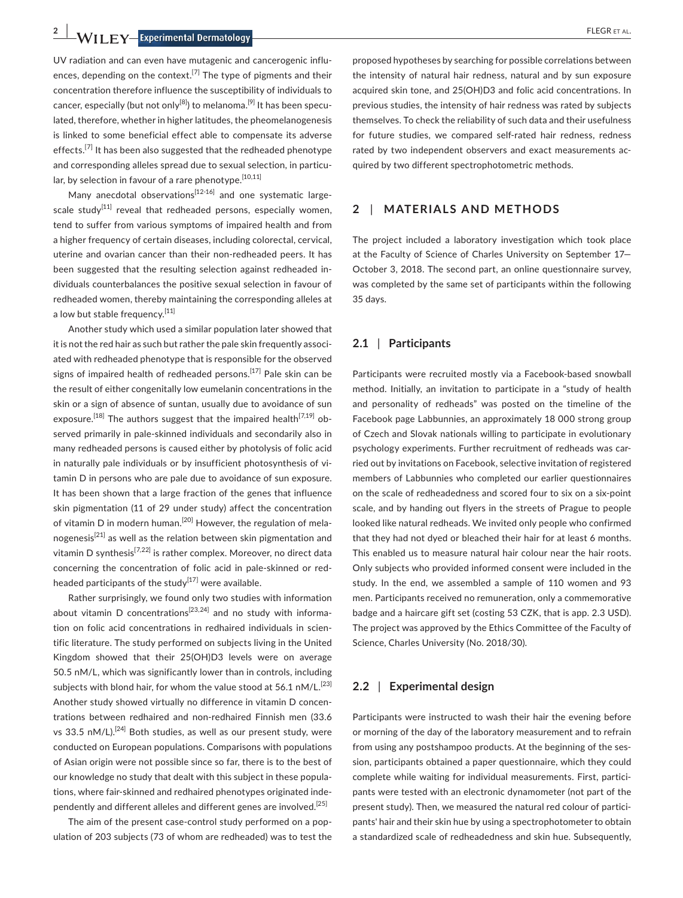UV radiation and can even have mutagenic and cancerogenic influences, depending on the context.[7] The type of pigments and their concentration therefore influence the susceptibility of individuals to cancer, especially (but not only[8]) to melanoma.[9] It has been speculated, therefore, whether in higher latitudes, the pheomelanogenesis is linked to some beneficial effect able to compensate its adverse effects.[7] It has been also suggested that the redheaded phenotype and corresponding alleles spread due to sexual selection, in particular, by selection in favour of a rare phenotype.[10,11]

Many anecdotal observations[12-16] and one systematic large-scale study[11] reveal that redheaded persons, especially women, tend to suffer from various symptoms of impaired health and from a higher frequency of certain diseases, including colorectal, cervical, uterine and ovarian cancer than their non-redheaded peers. It has been suggested that the resulting selection against redheaded individuals counterbalances the positive sexual selection in favour of redheaded women, thereby maintaining the corresponding alleles at a low but stable frequency.[11]

Another study which used a similar population later showed that it is not the red hair as such but rather the pale skin frequently associated with redheaded phenotype that is responsible for the observed signs of impaired health of redheaded persons.[17] Pale skin can be the result of either congenitally low eumelanin concentrations in the skin or a sign of absence of suntan, usually due to avoidance of sun exposure.[18] The authors suggest that the impaired health[7,19] observed primarily in pale-skinned individuals and secondarily also in many redheaded persons is caused either by photolysis of folic acid in naturally pale individuals or by insufficient photosynthesis of vitamin D in persons who are pale due to avoidance of sun exposure. It has been shown that a large fraction of the genes that influence skin pigmentation (11 of 29 under study) affect the concentration of vitamin D in modern human.[20] However, the regulation of melanogenesis[21] as well as the relation between skin pigmentation and vitamin D synthesis[7,22] is rather complex. Moreover, no direct data concerning the concentration of folic acid in pale-skinned or redheaded participants of the study[17] were available.

Rather surprisingly, we found only two studies with information about vitamin D concentrations[23,24] and no study with information on folic acid concentrations in redhaired individuals in scientific literature. The study performed on subjects living in the United Kingdom showed that their 25(OH)D3 levels were on average 50.5 nM/L, which was significantly lower than in controls, including subjects with blond hair, for whom the value stood at 56.1 nM/L.[23] Another study showed virtually no difference in vitamin D concentrations between redhaired and non-redhaired Finnish men (33.6 vs 33.5 nM/L).[24] Both studies, as well as our present study, were conducted on European populations. Comparisons with populations of Asian origin were not possible since so far, there is to the best of our knowledge no study that dealt with this subject in these populations, where fair-skinned and redhaired phenotypes originated independently and different alleles and different genes are involved.[25]

The aim of the present case-control study performed on a population of 203 subjects (73 of whom are redheaded) was to test the proposed hypotheses by searching for possible correlations between the intensity of natural hair redness, natural and by sun exposure acquired skin tone, and 25(OH)D3 and folic acid concentrations. In previous studies, the intensity of hair redness was rated by subjects themselves. To check the reliability of such data and their usefulness for future studies, we compared self-rated hair redness, redness rated by two independent observers and exact measurements acquired by two different spectrophotometric methods.

## 2 | MATERIALS AND METHODS

The project included a laboratory investigation which took place at the Faculty of Science of Charles University on September 17—October 3, 2018. The second part, an online questionnaire survey, was completed by the same set of participants within the following 35 days.

### 2.1 | Participants

Participants were recruited mostly via a Facebook-based snowball method. Initially, an invitation to participate in a "study of health and personality of redheads" was posted on the timeline of the Facebook page Labbunnies, an approximately 18 000 strong group of Czech and Slovak nationals willing to participate in evolutionary psychology experiments. Further recruitment of redheads was carried out by invitations on Facebook, selective invitation of registered members of Labbunnies who completed our earlier questionnaires on the scale of redheadedness and scored four to six on a six-point scale, and by handing out flyers in the streets of Prague to people looked like natural redheads. We invited only people who confirmed that they had not dyed or bleached their hair for at least 6 months. This enabled us to measure natural hair colour near the hair roots. Only subjects who provided informed consent were included in the study. In the end, we assembled a sample of 110 women and 93 men. Participants received no remuneration, only a commemorative badge and a haircare gift set (costing 53 CZK, that is app. 2.3 USD). The project was approved by the Ethics Committee of the Faculty of Science, Charles University (No. 2018/30).

### 2.2 | Experimental design

Participants were instructed to wash their hair the evening before or morning of the day of the laboratory measurement and to refrain from using any postshampoo products. At the beginning of the session, participants obtained a paper questionnaire, which they could complete while waiting for individual measurements. First, participants were tested with an electronic dynamometer (not part of the present study). Then, we measured the natural red colour of participants' hair and their skin hue by using a spectrophotometer to obtain a standardized scale of redheadedness and skin hue. Subsequently,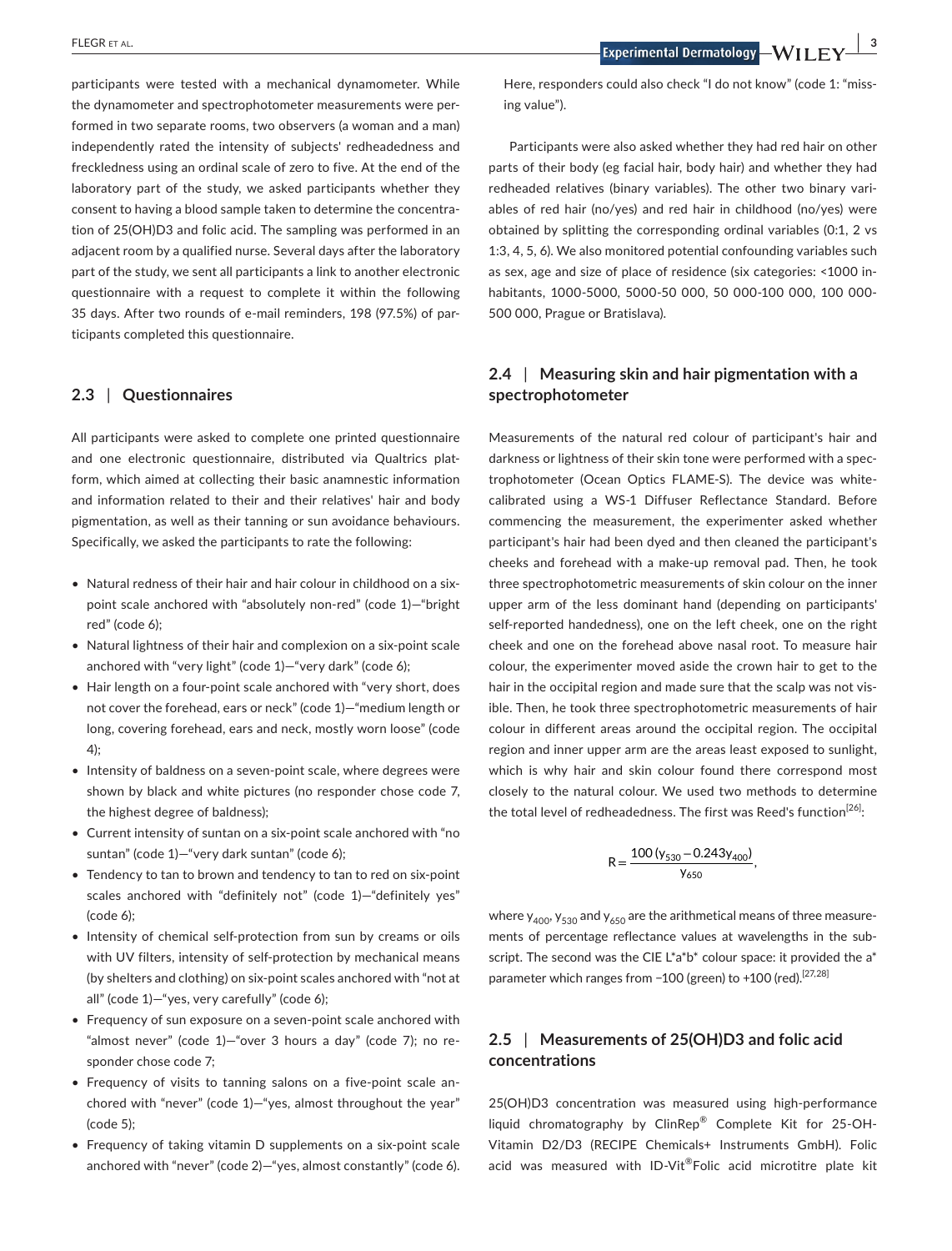participants were tested with a mechanical dynamometer. While the dynamometer and spectrophotometer measurements were performed in two separate rooms, two observers (a woman and a man) independently rated the intensity of subjects' redheadedness and freckledness using an ordinal scale of zero to five. At the end of the laboratory part of the study, we asked participants whether they consent to having a blood sample taken to determine the concentration of 25(OH)D3 and folic acid. The sampling was performed in an adjacent room by a qualified nurse. Several days after the laboratory part of the study, we sent all participants a link to another electronic questionnaire with a request to complete it within the following 35 days. After two rounds of e-mail reminders, 198 (97.5%) of participants completed this questionnaire.

### 2.3 | Questionnaires

All participants were asked to complete one printed questionnaire and one electronic questionnaire, distributed via Qualtrics platform, which aimed at collecting their basic anamnestic information and information related to their and their relatives' hair and body pigmentation, as well as their tanning or sun avoidance behaviours. Specifically, we asked the participants to rate the following:

- Natural redness of their hair and hair colour in childhood on a six-point scale anchored with "absolutely non-red" (code 1)—"bright red" (code 6);
- Natural lightness of their hair and complexion on a six-point scale anchored with "very light" (code 1)—"very dark" (code 6);
- Hair length on a four-point scale anchored with "very short, does not cover the forehead, ears or neck" (code 1)—"medium length or long, covering forehead, ears and neck, mostly worn loose" (code 4);
- Intensity of baldness on a seven-point scale, where degrees were shown by black and white pictures (no responder chose code 7, the highest degree of baldness);
- Current intensity of suntan on a six-point scale anchored with "no suntan" (code 1)—"very dark suntan" (code 6);
- Tendency to tan to brown and tendency to tan to red on six-point scales anchored with "definitely not" (code 1)—"definitely yes" (code 6);
- Intensity of chemical self-protection from sun by creams or oils with UV filters, intensity of self-protection by mechanical means (by shelters and clothing) on six-point scales anchored with "not at all" (code 1)—"yes, very carefully" (code 6);
- Frequency of sun exposure on a seven-point scale anchored with "almost never" (code 1)—"over 3 hours a day" (code 7); no responder chose code 7;
- Frequency of visits to tanning salons on a five-point scale anchored with "never" (code 1)—"yes, almost throughout the year" (code 5);
- Frequency of taking vitamin D supplements on a six-point scale anchored with "never" (code 2)—"yes, almost constantly" (code 6). Here, responders could also check "I do not know" (code 1: "missing value").

Participants were also asked whether they had red hair on other parts of their body (eg facial hair, body hair) and whether they had redheaded relatives (binary variables). The other two binary variables of red hair (no/yes) and red hair in childhood (no/yes) were obtained by splitting the corresponding ordinal variables (0:1, 2 vs 1:3, 4, 5, 6). We also monitored potential confounding variables such as sex, age and size of place of residence (six categories: <1000 inhabitants, 1000-5000, 5000-50 000, 50 000-100 000, 100 000-500 000, Prague or Bratislava).

### 2.4 | Measuring skin and hair pigmentation with a spectrophotometer

Measurements of the natural red colour of participant's hair and darkness or lightness of their skin tone were performed with a spectrophotometer (Ocean Optics FLAME-S). The device was white-calibrated using a WS-1 Diffuser Reflectance Standard. Before commencing the measurement, the experimenter asked whether participant's hair had been dyed and then cleaned the participant's cheeks and forehead with a make-up removal pad. Then, he took three spectrophotometric measurements of skin colour on the inner upper arm of the less dominant hand (depending on participants' self-reported handedness), one on the left cheek, one on the right cheek and one on the forehead above nasal root. To measure hair colour, the experimenter moved aside the crown hair to get to the hair in the occipital region and made sure that the scalp was not visible. Then, he took three spectrophotometric measurements of hair colour in different areas around the occipital region. The occipital region and inner upper arm are the areas least exposed to sunlight, which is why hair and skin colour found there correspond most closely to the natural colour. We used two methods to determine the total level of redheadedness. The first was Reed's function[26]:

$$R = \frac{100\,(y_{530} - 0.243y_{400})}{y_{650}},$$

where $y_{400}$, $y_{530}$ and $y_{650}$ are the arithmetical means of three measurements of percentage reflectance values at wavelengths in the subscript. The second was the CIE L*a*b* colour space: it provided the a* parameter which ranges from −100 (green) to +100 (red).[27,28]

### 2.5 | Measurements of 25(OH)D3 and folic acid concentrations

25(OH)D3 concentration was measured using high-performance liquid chromatography by ClinRep® Complete Kit for 25-OH-Vitamin D2/D3 (RECIPE Chemicals+ Instruments GmbH). Folic acid was measured with ID-Vit®Folic acid microtitre plate kit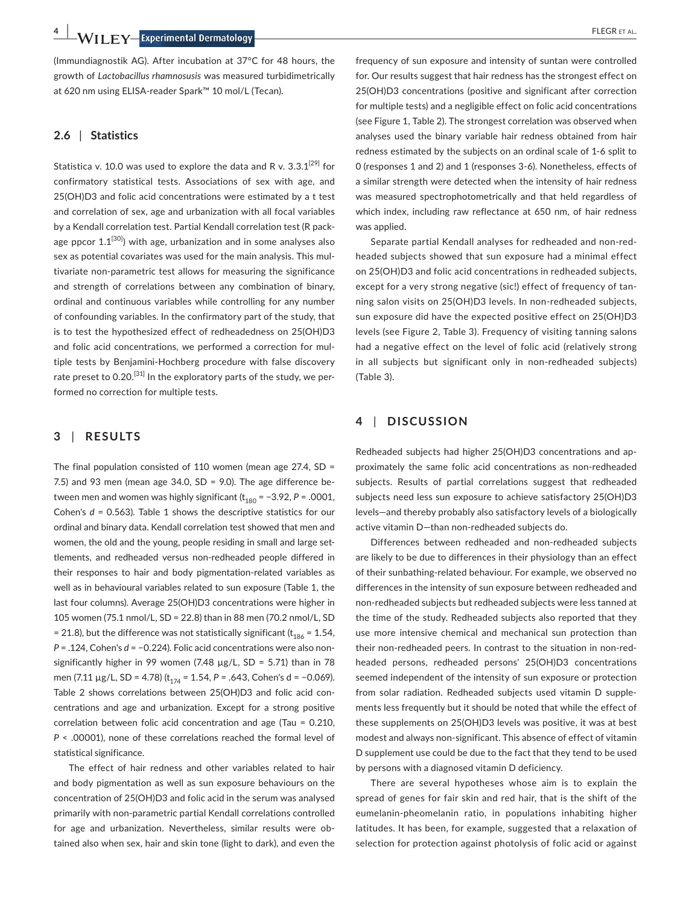(Immundiagnostik AG). After incubation at 37°C for 48 hours, the growth of *Lactobacillus rhamnosusis* was measured turbidimetrically at 620 nm using ELISA-reader Spark™ 10 mol/L (Tecan).

### 2.6 | Statistics

Statistica v. 10.0 was used to explore the data and R v. 3.3.1[29] for confirmatory statistical tests. Associations of sex with age, and 25(OH)D3 and folic acid concentrations were estimated by a t test and correlation of sex, age and urbanization with all focal variables by a Kendall correlation test. Partial Kendall correlation test (R package ppcor 1.1[30]) with age, urbanization and in some analyses also sex as potential covariates was used for the main analysis. This multivariate non-parametric test allows for measuring the significance and strength of correlations between any combination of binary, ordinal and continuous variables while controlling for any number of confounding variables. In the confirmatory part of the study, that is to test the hypothesized effect of redheadedness on 25(OH)D3 and folic acid concentrations, we performed a correction for multiple tests by Benjamini-Hochberg procedure with false discovery rate preset to 0.20.[31] In the exploratory parts of the study, we performed no correction for multiple tests.

## 3 | RESULTS

The final population consisted of 110 women (mean age 27.4, SD = 7.5) and 93 men (mean age 34.0, SD = 9.0). The age difference between men and women was highly significant ($t_{180} = -3.92$, $P = .0001$, Cohen's $d = 0.563$). Table 1 shows the descriptive statistics for our ordinal and binary data. Kendall correlation test showed that men and women, the old and the young, people residing in small and large settlements, and redheaded versus non-redheaded people differed in their responses to hair and body pigmentation-related variables as well as in behavioural variables related to sun exposure (Table 1, the last four columns). Average 25(OH)D3 concentrations were higher in 105 women (75.1 nmol/L, SD = 22.8) than in 88 men (70.2 nmol/L, SD = 21.8), but the difference was not statistically significant ($t_{186} = 1.54$, $P = .124$, Cohen's $d = -0.224$). Folic acid concentrations were also non-significantly higher in 99 women (7.48 µg/L, SD = 5.71) than in 78 men (7.11 µg/L, SD = 4.78) ($t_{174} = 1.54$, $P = .643$, Cohen's d = −0.069). Table 2 shows correlations between 25(OH)D3 and folic acid concentrations and age and urbanization. Except for a strong positive correlation between folic acid concentration and age (Tau = 0.210, $P < .00001$), none of these correlations reached the formal level of statistical significance.

The effect of hair redness and other variables related to hair and body pigmentation as well as sun exposure behaviours on the concentration of 25(OH)D3 and folic acid in the serum was analysed primarily with non-parametric partial Kendall correlations controlled for age and urbanization. Nevertheless, similar results were obtained also when sex, hair and skin tone (light to dark), and even the frequency of sun exposure and intensity of suntan were controlled for. Our results suggest that hair redness has the strongest effect on 25(OH)D3 concentrations (positive and significant after correction for multiple tests) and a negligible effect on folic acid concentrations (see Figure 1, Table 2). The strongest correlation was observed when analyses used the binary variable hair redness obtained from hair redness estimated by the subjects on an ordinal scale of 1-6 split to 0 (responses 1 and 2) and 1 (responses 3-6). Nonetheless, effects of a similar strength were detected when the intensity of hair redness was measured spectrophotometrically and that held regardless of which index, including raw reflectance at 650 nm, of hair redness was applied.

Separate partial Kendall analyses for redheaded and non-redheaded subjects showed that sun exposure had a minimal effect on 25(OH)D3 and folic acid concentrations in redheaded subjects, except for a very strong negative (sic!) effect of frequency of tanning salon visits on 25(OH)D3 levels. In non-redheaded subjects, sun exposure did have the expected positive effect on 25(OH)D3 levels (see Figure 2, Table 3). Frequency of visiting tanning salons had a negative effect on the level of folic acid (relatively strong in all subjects but significant only in non-redheaded subjects) (Table 3).

## 4 | DISCUSSION

Redheaded subjects had higher 25(OH)D3 concentrations and approximately the same folic acid concentrations as non-redheaded subjects. Results of partial correlations suggest that redheaded subjects need less sun exposure to achieve satisfactory 25(OH)D3 levels—and thereby probably also satisfactory levels of a biologically active vitamin D—than non-redheaded subjects do.

Differences between redheaded and non-redheaded subjects are likely to be due to differences in their physiology than an effect of their sunbathing-related behaviour. For example, we observed no differences in the intensity of sun exposure between redheaded and non-redheaded subjects but redheaded subjects were less tanned at the time of the study. Redheaded subjects also reported that they use more intensive chemical and mechanical sun protection than their non-redheaded peers. In contrast to the situation in non-redheaded persons, redheaded persons' 25(OH)D3 concentrations seemed independent of the intensity of sun exposure or protection from solar radiation. Redheaded subjects used vitamin D supplements less frequently but it should be noted that while the effect of these supplements on 25(OH)D3 levels was positive, it was at best modest and always non-significant. This absence of effect of vitamin D supplement use could be due to the fact that they tend to be used by persons with a diagnosed vitamin D deficiency.

There are several hypotheses whose aim is to explain the spread of genes for fair skin and red hair, that is the shift of the eumelanin-pheomelanin ratio, in populations inhabiting higher latitudes. It has been, for example, suggested that a relaxation of selection for protection against photolysis of folic acid or against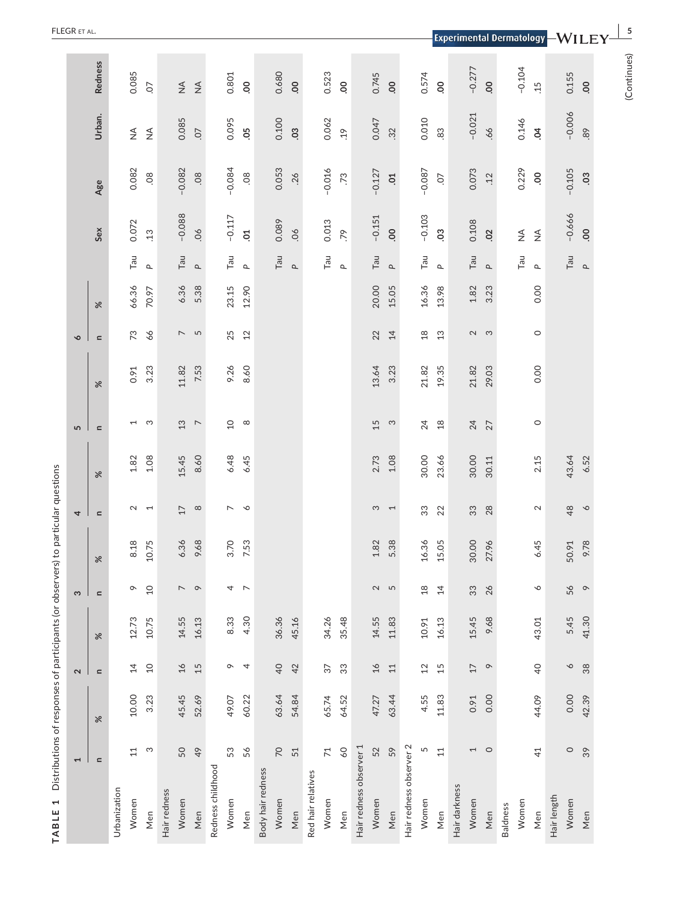**TABLE 1** Distributions of responses of participants (or observers) to particular questions

| | 1 | | 2 | | 3 | | 4 | | 5 | | 6 | | | Sex | Age | Urban. | Redness |
|---|---|---|---|---|---|---|---|---|---|---|---|---|---|---|---|---|---|
| | n | % | n | % | n | % | n | % | n | % | n | % | | | | | |
| **Urbanization** | | | | | | | | | | | | | | | | | |
| Women | 11 | 10.00 | 14 | 12.73 | 9 | 8.18 | 2 | 1.82 | 1 | 0.91 | 73 | 66.36 | Tau | 0.072 | 0.082 | NA | 0.085 |
| Men | 3 | 3.23 | 10 | 10.75 | 10 | 10.75 | 1 | 1.08 | 3 | 3.23 | 66 | 70.97 | P | .13 | .08 | NA | .07 |
| **Hair redness** | | | | | | | | | | | | | | | | | |
| Women | 50 | 45.45 | 16 | 14.55 | 7 | 6.36 | 17 | 15.45 | 13 | 11.82 | 7 | 6.36 | Tau | −0.088 | −0.082 | 0.085 | NA |
| Men | 49 | 52.69 | 15 | 16.13 | 9 | 9.68 | 8 | 8.60 | 7 | 7.53 | 5 | 5.38 | P | .06 | .08 | .07 | NA |
| **Redness childhood** | | | | | | | | | | | | | | | | | |
| Women | 53 | 49.07 | 9 | 8.33 | 4 | 3.70 | 7 | 6.48 | 10 | 9.26 | 25 | 23.15 | Tau | −0.117 | −0.084 | 0.095 | 0.801 |
| Men | 56 | 60.22 | 4 | 4.30 | 7 | 7.53 | 6 | 6.45 | 8 | 8.60 | 12 | 12.90 | P | .01 | .08 | .05 | .00 |
| **Body hair redness** | | | | | | | | | | | | | | | | | |
| Women | 70 | 63.64 | 40 | 36.36 | | | | | | | | | Tau | 0.089 | 0.053 | 0.100 | 0.680 |
| Men | 51 | 54.84 | 42 | 45.16 | | | | | | | | | P | .06 | .26 | .03 | .00 |
| **Red hair relatives** | | | | | | | | | | | | | | | | | |
| Women | 71 | 65.74 | 37 | 34.26 | | | | | | | | | Tau | 0.013 | −0.016 | 0.062 | 0.523 |
| Men | 60 | 64.52 | 33 | 35.48 | | | | | | | | | P | .79 | .73 | .19 | .00 |
| **Hair redness observer 1** | | | | | | | | | | | | | | | | | |
| Women | 52 | 47.27 | 16 | 14.55 | 2 | 1.82 | 3 | 2.73 | 15 | 13.64 | 22 | 20.00 | Tau | −0.151 | −0.127 | 0.047 | 0.745 |
| Men | 59 | 63.44 | 11 | 11.83 | 5 | 5.38 | 1 | 1.08 | 3 | 3.23 | 14 | 15.05 | P | .00 | .01 | .32 | .00 |
| **Hair redness observer 2** | | | | | | | | | | | | | | | | | |
| Women | 5 | 4.55 | 12 | 10.91 | 18 | 16.36 | 33 | 30.00 | 24 | 21.82 | 18 | 16.36 | Tau | −0.103 | −0.087 | 0.010 | 0.574 |
| Men | 11 | 11.83 | 15 | 16.13 | 14 | 15.05 | 22 | 23.66 | 18 | 19.35 | 13 | 13.98 | P | .03 | .07 | .83 | .00 |
| **Hair darkness** | | | | | | | | | | | | | | | | | |
| Women | 1 | 0.91 | 17 | 15.45 | 33 | 30.00 | 33 | 30.00 | 24 | 21.82 | 2 | 1.82 | Tau | 0.108 | 0.073 | −0.021 | −0.277 |
| Men | 0 | 0.00 | 9 | 9.68 | 26 | 27.96 | 28 | 30.11 | 27 | 29.03 | 3 | 3.23 | P | .02 | .12 | .66 | .00 |
| **Baldness** | | | | | | | | | | | | | | | | | |
| Women | | | | | | | | | | | | | Tau | NA | 0.229 | 0.146 | −0.104 |
| Men | 41 | 44.09 | 40 | 43.01 | 6 | 6.45 | 2 | 2.15 | 0 | 0.00 | 0 | 0.00 | P | NA | .00 | .04 | .15 |
| **Hair length** | | | | | | | | | | | | | | | | | |
| Women | 0 | 0.00 | 6 | 5.45 | 56 | 50.91 | 48 | 43.64 | | | | | Tau | −0.666 | −0.105 | −0.006 | 0.155 |
| Men | 39 | 42.39 | 38 | 41.30 | 9 | 9.78 | 6 | 6.52 | | | | | P | .00 | .03 | .89 | .00 |

(Continues)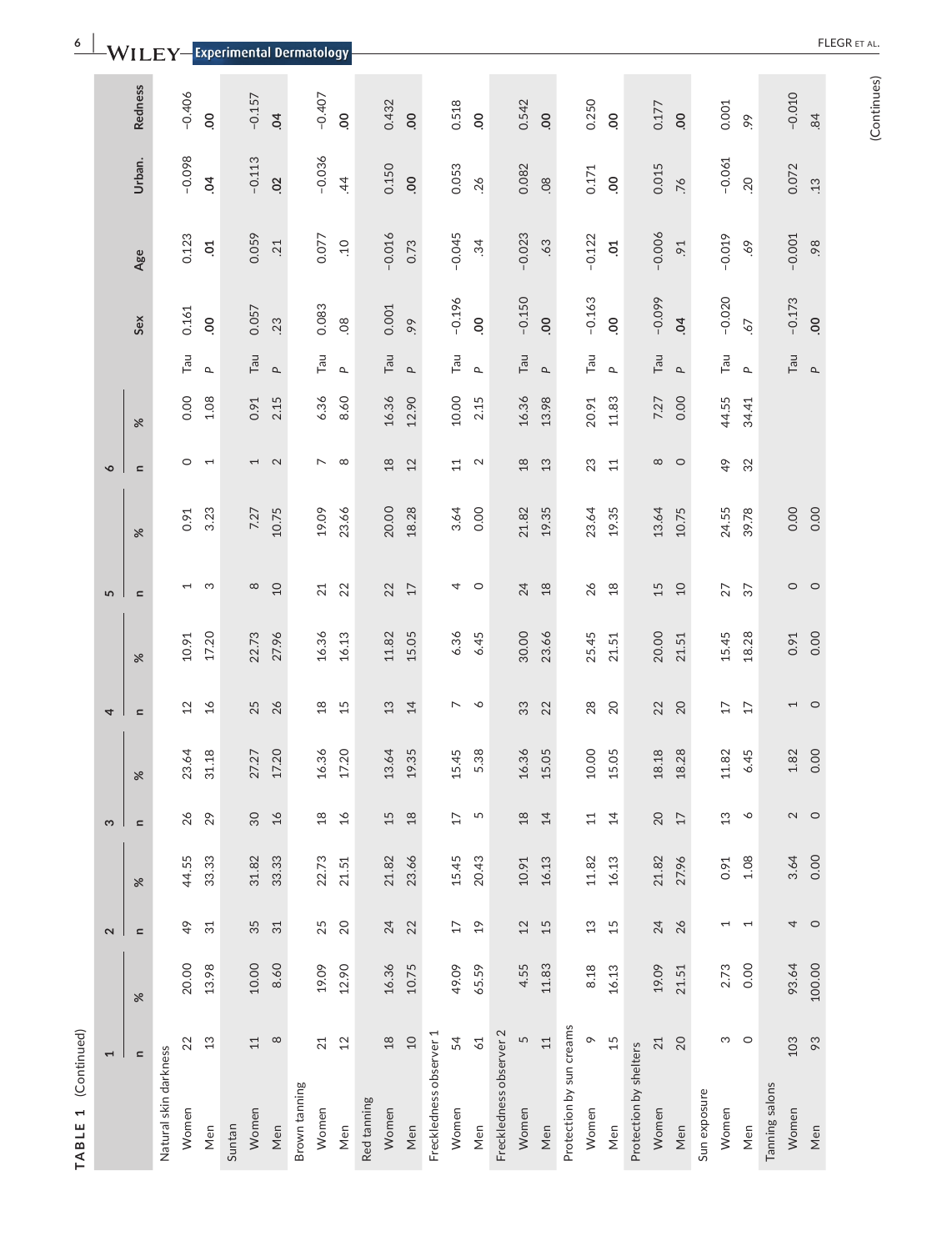**TABLE 1** (Continued)

| | 1 | | 2 | | 3 | | 4 | | 5 | | 6 | | | Sex | Age | Urban. | Redness |
|---|---|---|---|---|---|---|---|---|---|---|---|---|---|---|---|---|---|
| | n | % | n | % | n | % | n | % | n | % | n | % | | | | | |
| **Natural skin darkness** | | | | | | | | | | | | | | | | | |
| Women | 22 | 20.00 | 49 | 44.55 | 26 | 23.64 | 12 | 10.91 | 1 | 0.91 | 0 | 0.00 | Tau | 0.161 | 0.123 | −0.098 | −0.406 |
| Men | 13 | 13.98 | 31 | 33.33 | 29 | 31.18 | 16 | 17.20 | 3 | 3.23 | 1 | 1.08 | P | .00 | .01 | .04 | .00 |
| **Suntan** | | | | | | | | | | | | | | | | | |
| Women | 11 | 10.00 | 35 | 31.82 | 30 | 27.27 | 25 | 22.73 | 8 | 7.27 | 1 | 0.91 | Tau | 0.057 | 0.059 | −0.113 | −0.157 |
| Men | 8 | 8.60 | 31 | 33.33 | 16 | 17.20 | 26 | 27.96 | 10 | 10.75 | 2 | 2.15 | P | .23 | .21 | .02 | .04 |
| **Brown tanning** | | | | | | | | | | | | | | | | | |
| Women | 21 | 19.09 | 25 | 22.73 | 18 | 16.36 | 18 | 16.36 | 21 | 19.09 | 7 | 6.36 | Tau | 0.083 | 0.077 | −0.036 | −0.407 |
| Men | 12 | 12.90 | 20 | 21.51 | 16 | 17.20 | 15 | 16.13 | 22 | 23.66 | 8 | 8.60 | P | .08 | .10 | .44 | .00 |
| **Red tanning** | | | | | | | | | | | | | | | | | |
| Women | 18 | 16.36 | 24 | 21.82 | 15 | 13.64 | 13 | 11.82 | 22 | 20.00 | 18 | 16.36 | Tau | 0.001 | −0.016 | 0.150 | 0.432 |
| Men | 10 | 10.75 | 22 | 23.66 | 18 | 19.35 | 14 | 15.05 | 17 | 18.28 | 12 | 12.90 | P | .99 | 0.73 | .00 | .00 |
| **Freckledness observer 1** | | | | | | | | | | | | | | | | | |
| Women | 54 | 49.09 | 17 | 15.45 | 17 | 15.45 | 7 | 6.36 | 4 | 3.64 | 11 | 10.00 | Tau | −0.196 | −0.045 | 0.053 | 0.518 |
| Men | 61 | 65.59 | 19 | 20.43 | 5 | 5.38 | 6 | 6.45 | 0 | 0.00 | 2 | 2.15 | P | .00 | .34 | .26 | .00 |
| **Freckledness observer 2** | | | | | | | | | | | | | | | | | |
| Women | 5 | 4.55 | 12 | 10.91 | 18 | 16.36 | 33 | 30.00 | 24 | 21.82 | 18 | 16.36 | Tau | −0.150 | −0.023 | 0.082 | 0.542 |
| Men | 11 | 11.83 | 15 | 16.13 | 14 | 15.05 | 22 | 23.66 | 18 | 19.35 | 13 | 13.98 | P | .00 | .63 | .08 | .00 |
| **Protection by sun creams** | | | | | | | | | | | | | | | | | |
| Women | 9 | 8.18 | 13 | 11.82 | 11 | 10.00 | 28 | 25.45 | 26 | 23.64 | 23 | 20.91 | Tau | −0.163 | −0.122 | 0.171 | 0.250 |
| Men | 15 | 16.13 | 15 | 16.13 | 14 | 15.05 | 20 | 21.51 | 18 | 19.35 | 11 | 11.83 | P | .00 | .01 | .00 | .00 |
| **Protection by shelters** | | | | | | | | | | | | | | | | | |
| Women | 21 | 19.09 | 24 | 21.82 | 20 | 18.18 | 22 | 20.00 | 15 | 13.64 | 8 | 7.27 | Tau | −0.099 | −0.006 | 0.015 | 0.177 |
| Men | 20 | 21.51 | 26 | 27.96 | 17 | 18.28 | 20 | 21.51 | 10 | 10.75 | 0 | 0.00 | P | .04 | .91 | .76 | .00 |
| **Sun exposure** | | | | | | | | | | | | | | | | | |
| Women | 3 | 2.73 | 1 | 0.91 | 13 | 11.82 | 17 | 15.45 | 27 | 24.55 | 49 | 44.55 | Tau | −0.020 | −0.019 | −0.061 | 0.001 |
| Men | 0 | 0.00 | 1 | 1.08 | 6 | 6.45 | 17 | 18.28 | 37 | 39.78 | 32 | 34.41 | P | .67 | .69 | .20 | .99 |
| **Tanning salons** | | | | | | | | | | | | | | | | | |
| Women | 103 | 93.64 | 4 | 3.64 | 2 | 1.82 | 1 | 0.91 | 0 | 0.00 | | | Tau | −0.173 | −0.001 | 0.072 | −0.010 |
| Men | 93 | 100.00 | 0 | 0.00 | 0 | 0.00 | 0 | 0.00 | 0 | 0.00 | | | P | .00 | .98 | .13 | .84 |

(Continues)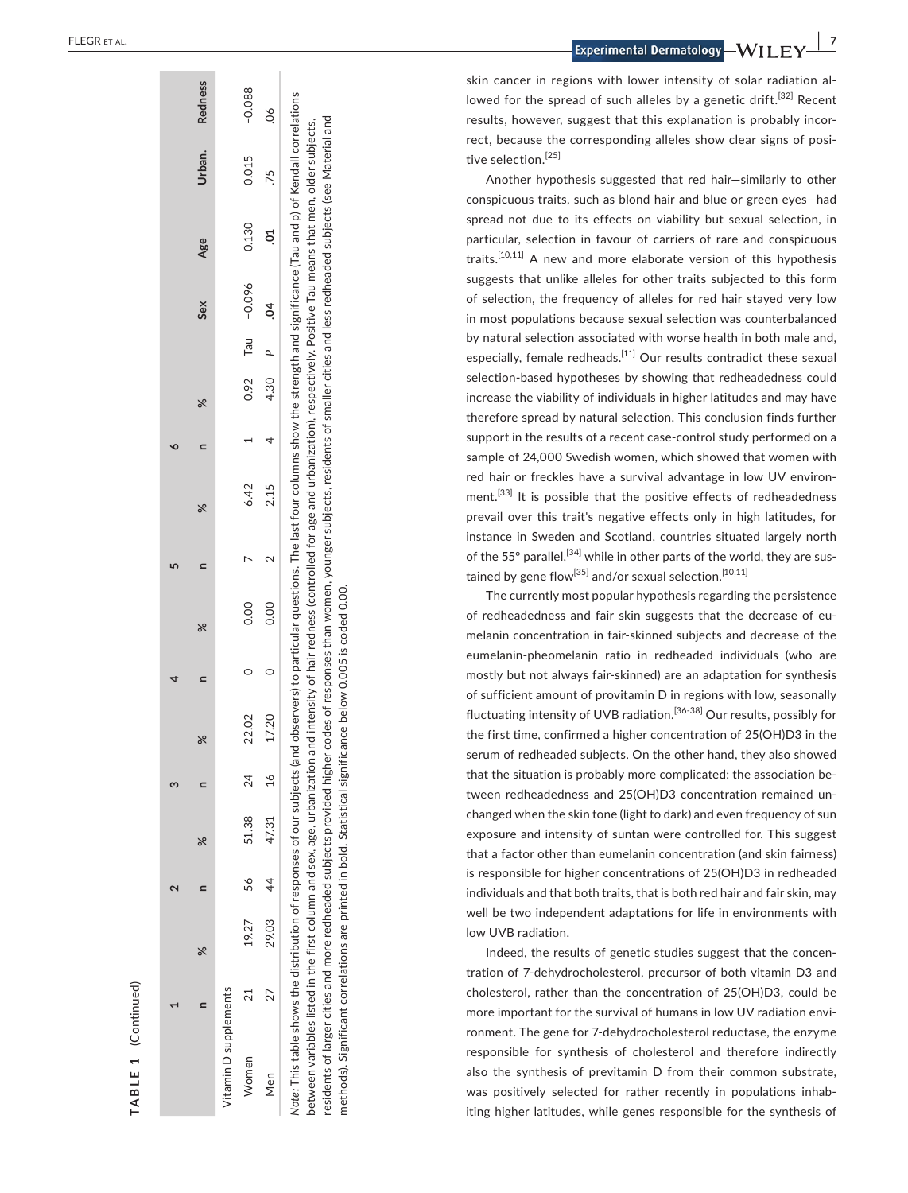**TABLE 1** (Continued)

| | 1 | | 2 | | 3 | | 4 | | 5 | | 6 | | | Sex | Age | Urban. | Redness |
|---|---|---|---|---|---|---|---|---|---|---|---|---|---|---|---|---|---|
| | n | % | n | % | n | % | n | % | n | % | n | % | | | | | |
| Vitamin D supplements | | | | | | | | | | | | | | | | | |
| Women | 21 | 19.27 | 56 | 51.38 | 24 | 22.02 | 0 | 0.00 | 7 | 6.42 | 1 | 0.92 | Tau | −0.096 | 0.130 | 0.015 | −0.088 |
| Men | 27 | 29.03 | 44 | 47.31 | 16 | 17.20 | 0 | 0.00 | 2 | 2.15 | 4 | 4.30 | p | **.04** | **.01** | .75 | .06 |

*Note*: This table shows the distribution of responses of our subjects (and observers) to particular questions. The last four columns show the strength and significance (Tau and p) of Kendall correlations between variables listed in the first column and sex, age, urbanization and intensity of hair redness (controlled for age and urbanization), respectively. Positive Tau means that men, older subjects, residents of larger cities and more redheaded subjects provided higher codes of responses than women, younger subjects, residents of smaller cities and less redheaded subjects (see Material and methods). Significant correlations are printed in bold. Statistical significance below 0.005 is coded 0.00.

skin cancer in regions with lower intensity of solar radiation allowed for the spread of such alleles by a genetic drift.[32] Recent results, however, suggest that this explanation is probably incorrect, because the corresponding alleles show clear signs of positive selection.[25]

Another hypothesis suggested that red hair—similarly to other conspicuous traits, such as blond hair and blue or green eyes—had spread not due to its effects on viability but sexual selection, in particular, selection in favour of carriers of rare and conspicuous traits.[10,11] A new and more elaborate version of this hypothesis suggests that unlike alleles for other traits subjected to this form of selection, the frequency of alleles for red hair stayed very low in most populations because sexual selection was counterbalanced by natural selection associated with worse health in both male and, especially, female redheads.[11] Our results contradict these sexual selection-based hypotheses by showing that redheadedness could increase the viability of individuals in higher latitudes and may have therefore spread by natural selection. This conclusion finds further support in the results of a recent case-control study performed on a sample of 24,000 Swedish women, which showed that women with red hair or freckles have a survival advantage in low UV environment.[33] It is possible that the positive effects of redheadedness prevail over this trait's negative effects only in high latitudes, for instance in Sweden and Scotland, countries situated largely north of the 55° parallel,[34] while in other parts of the world, they are sustained by gene flow[35] and/or sexual selection.[10,11]

The currently most popular hypothesis regarding the persistence of redheadedness and fair skin suggests that the decrease of eumelanin concentration in fair-skinned subjects and decrease of the eumelanin-pheomelanin ratio in redheaded individuals (who are mostly but not always fair-skinned) are an adaptation for synthesis of sufficient amount of provitamin D in regions with low, seasonally fluctuating intensity of UVB radiation.[36-38] Our results, possibly for the first time, confirmed a higher concentration of 25(OH)D3 in the serum of redheaded subjects. On the other hand, they also showed that the situation is probably more complicated: the association between redheadedness and 25(OH)D3 concentration remained unchanged when the skin tone (light to dark) and even frequency of sun exposure and intensity of suntan were controlled for. This suggest that a factor other than eumelanin concentration (and skin fairness) is responsible for higher concentrations of 25(OH)D3 in redheaded individuals and that both traits, that is both red hair and fair skin, may well be two independent adaptations for life in environments with low UVB radiation.

Indeed, the results of genetic studies suggest that the concentration of 7-dehydrocholesterol, precursor of both vitamin D3 and cholesterol, rather than the concentration of 25(OH)D3, could be more important for the survival of humans in low UV radiation environment. The gene for 7-dehydrocholesterol reductase, the enzyme responsible for synthesis of cholesterol and therefore indirectly also the synthesis of previtamin D from their common substrate, was positively selected for rather recently in populations inhabiting higher latitudes, while genes responsible for the synthesis of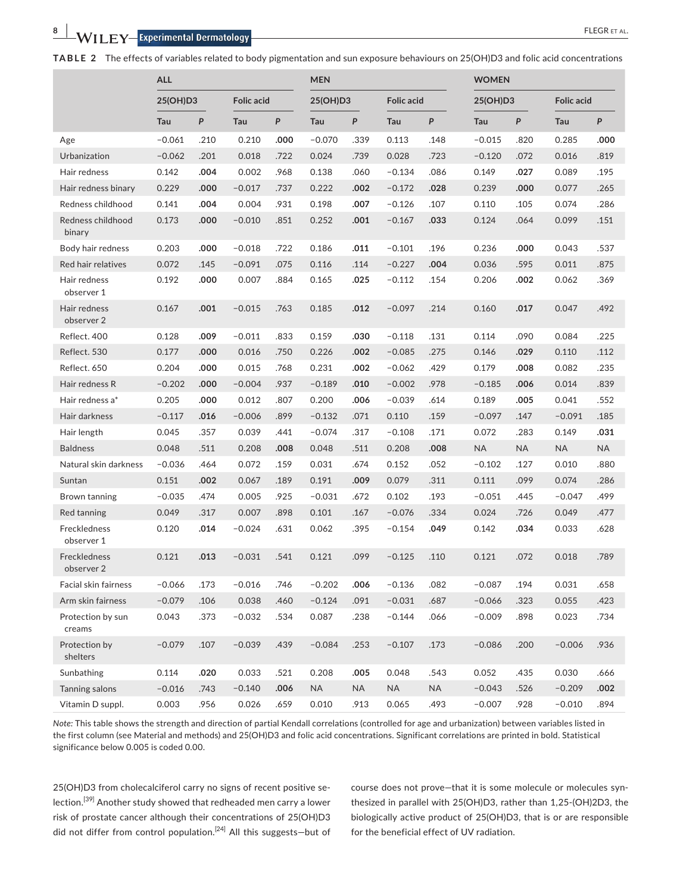**TABLE 2** The effects of variables related to body pigmentation and sun exposure behaviours on 25(OH)D3 and folic acid concentrations

| | ALL | | | | MEN | | | | WOMEN | | | |
|---|---|---|---|---|---|---|---|---|---|---|---|---|
| | 25(OH)D3 | | Folic acid | | 25(OH)D3 | | Folic acid | | 25(OH)D3 | | Folic acid | |
| | Tau | P | Tau | P | Tau | P | Tau | P | Tau | P | Tau | P |
| Age | −0.061 | .210 | 0.210 | **.000** | −0.070 | .339 | 0.113 | .148 | −0.015 | .820 | 0.285 | **.000** |
| Urbanization | −0.062 | .201 | 0.018 | .722 | 0.024 | .739 | 0.028 | .723 | −0.120 | .072 | 0.016 | .819 |
| Hair redness | 0.142 | **.004** | 0.002 | .968 | 0.138 | .060 | −0.134 | .086 | 0.149 | **.027** | 0.089 | .195 |
| Hair redness binary | 0.229 | **.000** | −0.017 | .737 | 0.222 | **.002** | −0.172 | **.028** | 0.239 | **.000** | 0.077 | .265 |
| Redness childhood | 0.141 | **.004** | 0.004 | .931 | 0.198 | **.007** | −0.126 | .107 | 0.110 | .105 | 0.074 | .286 |
| Redness childhood binary | 0.173 | **.000** | −0.010 | .851 | 0.252 | **.001** | −0.167 | **.033** | 0.124 | .064 | 0.099 | .151 |
| Body hair redness | 0.203 | **.000** | −0.018 | .722 | 0.186 | **.011** | −0.101 | .196 | 0.236 | **.000** | 0.043 | .537 |
| Red hair relatives | 0.072 | .145 | −0.091 | .075 | 0.116 | .114 | −0.227 | **.004** | 0.036 | .595 | 0.011 | .875 |
| Hair redness observer 1 | 0.192 | **.000** | 0.007 | .884 | 0.165 | **.025** | −0.112 | .154 | 0.206 | **.002** | 0.062 | .369 |
| Hair redness observer 2 | 0.167 | **.001** | −0.015 | .763 | 0.185 | **.012** | −0.097 | .214 | 0.160 | **.017** | 0.047 | .492 |
| Reflect. 400 | 0.128 | **.009** | −0.011 | .833 | 0.159 | **.030** | −0.118 | .131 | 0.114 | .090 | 0.084 | .225 |
| Reflect. 530 | 0.177 | **.000** | 0.016 | .750 | 0.226 | **.002** | −0.085 | .275 | 0.146 | **.029** | 0.110 | .112 |
| Reflect. 650 | 0.204 | **.000** | 0.015 | .768 | 0.231 | **.002** | −0.062 | .429 | 0.179 | **.008** | 0.082 | .235 |
| Hair redness R | −0.202 | **.000** | −0.004 | .937 | −0.189 | **.010** | −0.002 | .978 | −0.185 | **.006** | 0.014 | .839 |
| Hair redness a* | 0.205 | **.000** | 0.012 | .807 | 0.200 | **.006** | −0.039 | .614 | 0.189 | **.005** | 0.041 | .552 |
| Hair darkness | −0.117 | **.016** | −0.006 | .899 | −0.132 | .071 | 0.110 | .159 | −0.097 | .147 | −0.091 | .185 |
| Hair length | 0.045 | .357 | 0.039 | .441 | −0.074 | .317 | −0.108 | .171 | 0.072 | .283 | 0.149 | **.031** |
| Baldness | 0.048 | .511 | 0.208 | **.008** | 0.048 | .511 | 0.208 | **.008** | NA | NA | NA | NA |
| Natural skin darkness | −0.036 | .464 | 0.072 | .159 | 0.031 | .674 | 0.152 | .052 | −0.102 | .127 | 0.010 | .880 |
| Suntan | 0.151 | **.002** | 0.067 | .189 | 0.191 | **.009** | 0.079 | .311 | 0.111 | .099 | 0.074 | .286 |
| Brown tanning | −0.035 | .474 | 0.005 | .925 | −0.031 | .672 | 0.102 | .193 | −0.051 | .445 | −0.047 | .499 |
| Red tanning | 0.049 | .317 | 0.007 | .898 | 0.101 | .167 | −0.076 | .334 | 0.024 | .726 | 0.049 | .477 |
| Freckledness observer 1 | 0.120 | **.014** | −0.024 | .631 | 0.062 | .395 | −0.154 | **.049** | 0.142 | **.034** | 0.033 | .628 |
| Freckledness observer 2 | 0.121 | **.013** | −0.031 | .541 | 0.121 | .099 | −0.125 | .110 | 0.121 | .072 | 0.018 | .789 |
| Facial skin fairness | −0.066 | .173 | −0.016 | .746 | −0.202 | **.006** | −0.136 | .082 | −0.087 | .194 | 0.031 | .658 |
| Arm skin fairness | −0.079 | .106 | 0.038 | .460 | −0.124 | .091 | −0.031 | .687 | −0.066 | .323 | 0.055 | .423 |
| Protection by sun creams | 0.043 | .373 | −0.032 | .534 | 0.087 | .238 | −0.144 | .066 | −0.009 | .898 | 0.023 | .734 |
| Protection by shelters | −0.079 | .107 | −0.039 | .439 | −0.084 | .253 | −0.107 | .173 | −0.086 | .200 | −0.006 | .936 |
| Sunbathing | 0.114 | **.020** | 0.033 | .521 | 0.208 | **.005** | 0.048 | .543 | 0.052 | .435 | 0.030 | .666 |
| Tanning salons | −0.016 | .743 | −0.140 | **.006** | NA | NA | NA | NA | −0.043 | .526 | −0.209 | **.002** |
| Vitamin D suppl. | 0.003 | .956 | 0.026 | .659 | 0.010 | .913 | 0.065 | .493 | −0.007 | .928 | −0.010 | .894 |

*Note:* This table shows the strength and direction of partial Kendall correlations (controlled for age and urbanization) between variables listed in the first column (see Material and methods) and 25(OH)D3 and folic acid concentrations. Significant correlations are printed in bold. Statistical significance below 0.005 is coded 0.00.

25(OH)D3 from cholecalciferol carry no signs of recent positive selection.[39] Another study showed that redheaded men carry a lower risk of prostate cancer although their concentrations of 25(OH)D3 did not differ from control population.[24] All this suggests—but of course does not prove—that it is some molecule or molecules synthesized in parallel with 25(OH)D3, rather than 1,25-(OH)2D3, the biologically active product of 25(OH)D3, that is or are responsible for the beneficial effect of UV radiation.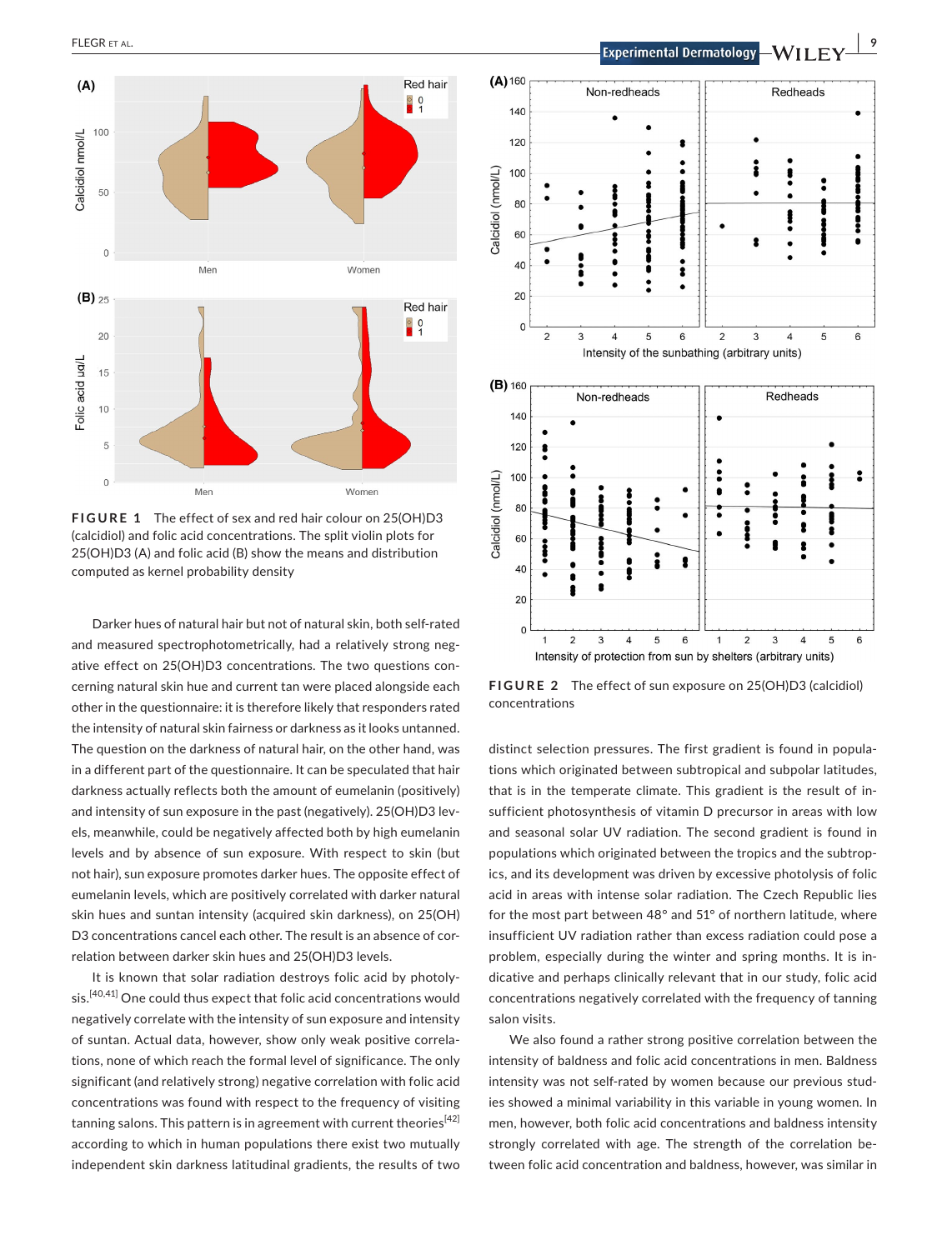FIGURE 1 The effect of sex and red hair colour on 25(OH)D3 (calcidiol) and folic acid concentrations. The split violin plots for 25(OH)D3 (A) and folic acid (B) show the means and distribution computed as kernel probability density

FIGURE 2 The effect of sun exposure on 25(OH)D3 (calcidiol) concentrations

Darker hues of natural hair but not of natural skin, both self-rated and measured spectrophotometrically, had a relatively strong negative effect on 25(OH)D3 concentrations. The two questions concerning natural skin hue and current tan were placed alongside each other in the questionnaire: it is therefore likely that responders rated the intensity of natural skin fairness or darkness as it looks untanned. The question on the darkness of natural hair, on the other hand, was in a different part of the questionnaire. It can be speculated that hair darkness actually reflects both the amount of eumelanin (positively) and intensity of sun exposure in the past (negatively). 25(OH)D3 levels, meanwhile, could be negatively affected both by high eumelanin levels and by absence of sun exposure. With respect to skin (but not hair), sun exposure promotes darker hues. The opposite effect of eumelanin levels, which are positively correlated with darker natural skin hues and suntan intensity (acquired skin darkness), on 25(OH)D3 concentrations cancel each other. The result is an absence of correlation between darker skin hues and 25(OH)D3 levels.

It is known that solar radiation destroys folic acid by photolysis.[40,41] One could thus expect that folic acid concentrations would negatively correlate with the intensity of sun exposure and intensity of suntan. Actual data, however, show only weak positive correlations, none of which reach the formal level of significance. The only significant (and relatively strong) negative correlation with folic acid concentrations was found with respect to the frequency of visiting tanning salons. This pattern is in agreement with current theories[42] according to which in human populations there exist two mutually independent skin darkness latitudinal gradients, the results of two distinct selection pressures. The first gradient is found in populations which originated between subtropical and subpolar latitudes, that is in the temperate climate. This gradient is the result of insufficient photosynthesis of vitamin D precursor in areas with low and seasonal solar UV radiation. The second gradient is found in populations which originated between the tropics and the subtropics, and its development was driven by excessive photolysis of folic acid in areas with intense solar radiation. The Czech Republic lies for the most part between 48° and 51° of northern latitude, where insufficient UV radiation rather than excess radiation could pose a problem, especially during the winter and spring months. It is indicative and perhaps clinically relevant that in our study, folic acid concentrations negatively correlated with the frequency of tanning salon visits.

We also found a rather strong positive correlation between the intensity of baldness and folic acid concentrations in men. Baldness intensity was not self-rated by women because our previous studies showed a minimal variability in this variable in young women. In men, however, both folic acid concentrations and baldness intensity strongly correlated with age. The strength of the correlation between folic acid concentration and baldness, however, was similar in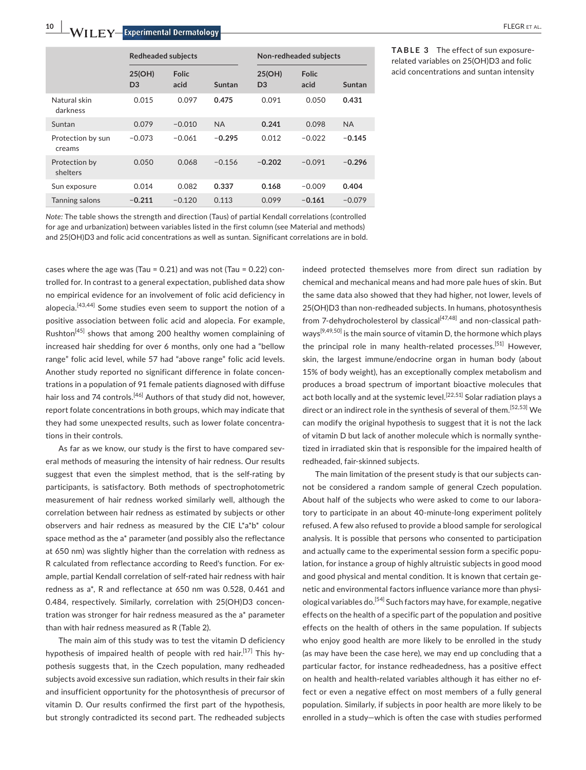**TABLE 3** The effect of sun exposure-related variables on 25(OH)D3 and folic acid concentrations and suntan intensity

| | Redheaded subjects | | | Non-redheaded subjects | | |
|---|---|---|---|---|---|---|
| | 25(OH) D3 | Folic acid | Suntan | 25(OH) D3 | Folic acid | Suntan |
| Natural skin darkness | 0.015 | 0.097 | **0.475** | 0.091 | 0.050 | **0.431** |
| Suntan | 0.079 | −0.010 | NA | **0.241** | 0.098 | NA |
| Protection by sun creams | −0.073 | −0.061 | **−0.295** | 0.012 | −0.022 | **−0.145** |
| Protection by shelters | 0.050 | 0.068 | −0.156 | **−0.202** | −0.091 | **−0.296** |
| Sun exposure | 0.014 | 0.082 | **0.337** | **0.168** | −0.009 | **0.404** |
| Tanning salons | **−0.211** | −0.120 | 0.113 | 0.099 | **−0.161** | −0.079 |

*Note:* The table shows the strength and direction (Taus) of partial Kendall correlations (controlled for age and urbanization) between variables listed in the first column (see Material and methods) and 25(OH)D3 and folic acid concentrations as well as suntan. Significant correlations are in bold.

cases where the age was (Tau = 0.21) and was not (Tau = 0.22) controlled for. In contrast to a general expectation, published data show no empirical evidence for an involvement of folic acid deficiency in alopecia.[43,44] Some studies even seem to support the notion of a positive association between folic acid and alopecia. For example, Rushton[45] shows that among 200 healthy women complaining of increased hair shedding for over 6 months, only one had a "bellow range" folic acid level, while 57 had "above range" folic acid levels. Another study reported no significant difference in folate concentrations in a population of 91 female patients diagnosed with diffuse hair loss and 74 controls.[46] Authors of that study did not, however, report folate concentrations in both groups, which may indicate that they had some unexpected results, such as lower folate concentrations in their controls.

As far as we know, our study is the first to have compared several methods of measuring the intensity of hair redness. Our results suggest that even the simplest method, that is the self-rating by participants, is satisfactory. Both methods of spectrophotometric measurement of hair redness worked similarly well, although the correlation between hair redness as estimated by subjects or other observers and hair redness as measured by the CIE L*a*b* colour space method as the a* parameter (and possibly also the reflectance at 650 nm) was slightly higher than the correlation with redness as R calculated from reflectance according to Reed's function. For example, partial Kendall correlation of self-rated hair redness with hair redness as a*, R and reflectance at 650 nm was 0.528, 0.461 and 0.484, respectively. Similarly, correlation with 25(OH)D3 concentration was stronger for hair redness measured as the a* parameter than with hair redness measured as R (Table 2).

The main aim of this study was to test the vitamin D deficiency hypothesis of impaired health of people with red hair.[17] This hypothesis suggests that, in the Czech population, many redheaded subjects avoid excessive sun radiation, which results in their fair skin and insufficient opportunity for the photosynthesis of precursor of vitamin D. Our results confirmed the first part of the hypothesis, but strongly contradicted its second part. The redheaded subjects indeed protected themselves more from direct sun radiation by chemical and mechanical means and had more pale hues of skin. But the same data also showed that they had higher, not lower, levels of 25(OH)D3 than non-redheaded subjects. In humans, photosynthesis from 7-dehydrocholesterol by classical[47,48] and non-classical pathways[9,49,50] is the main source of vitamin D, the hormone which plays the principal role in many health-related processes.[51] However, skin, the largest immune/endocrine organ in human body (about 15% of body weight), has an exceptionally complex metabolism and produces a broad spectrum of important bioactive molecules that act both locally and at the systemic level.[22,51] Solar radiation plays a direct or an indirect role in the synthesis of several of them.[52,53] We can modify the original hypothesis to suggest that it is not the lack of vitamin D but lack of another molecule which is normally synthetized in irradiated skin that is responsible for the impaired health of redheaded, fair-skinned subjects.

The main limitation of the present study is that our subjects cannot be considered a random sample of general Czech population. About half of the subjects who were asked to come to our laboratory to participate in an about 40-minute-long experiment politely refused. A few also refused to provide a blood sample for serological analysis. It is possible that persons who consented to participation and actually came to the experimental session form a specific population, for instance a group of highly altruistic subjects in good mood and good physical and mental condition. It is known that certain genetic and environmental factors influence variance more than physiological variables do.[54] Such factors may have, for example, negative effects on the health of a specific part of the population and positive effects on the health of others in the same population. If subjects who enjoy good health are more likely to be enrolled in the study (as may have been the case here), we may end up concluding that a particular factor, for instance redheadedness, has a positive effect on health and health-related variables although it has either no effect or even a negative effect on most members of a fully general population. Similarly, if subjects in poor health are more likely to be enrolled in a study—which is often the case with studies performed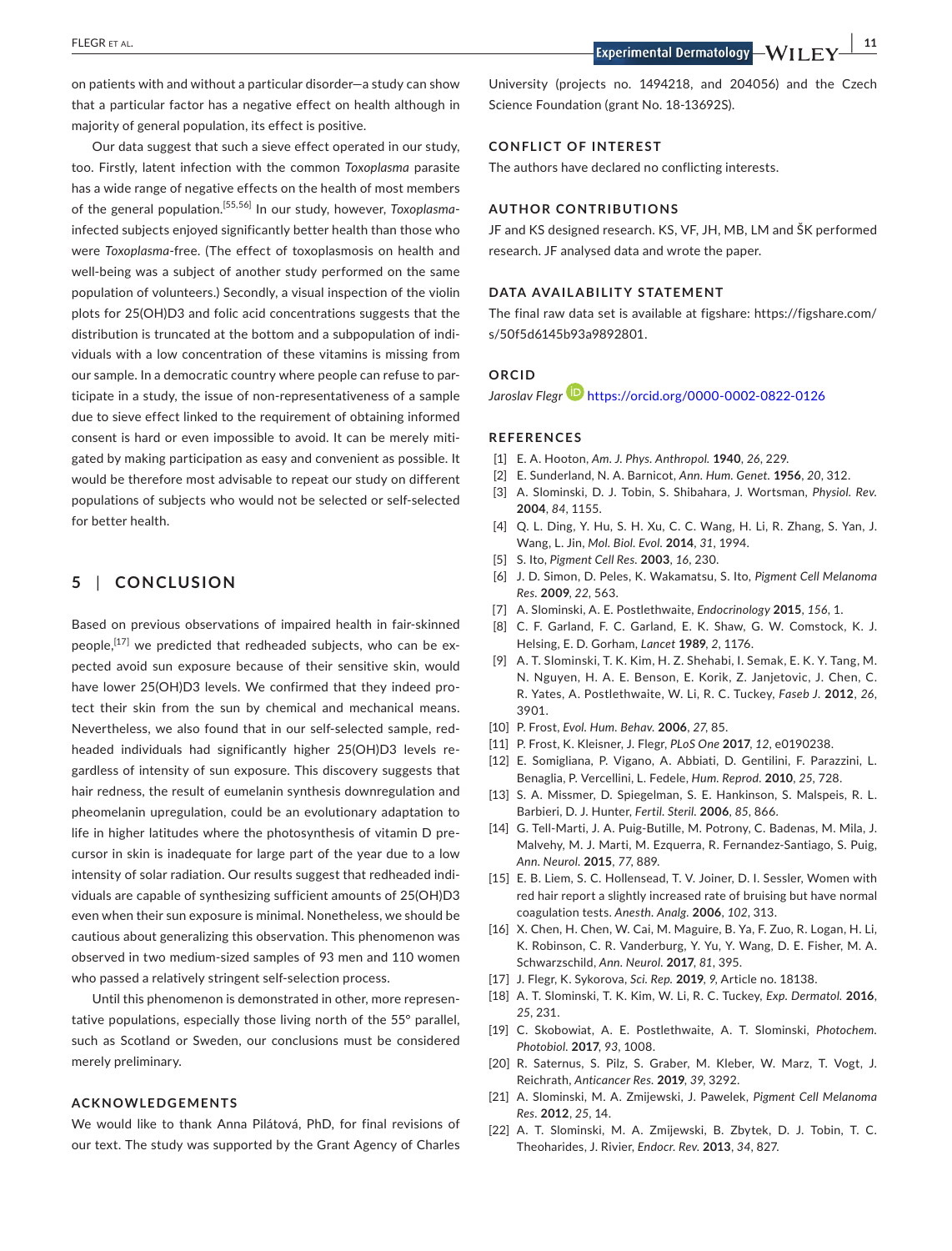on patients with and without a particular disorder—a study can show that a particular factor has a negative effect on health although in majority of general population, its effect is positive.

Our data suggest that such a sieve effect operated in our study, too. Firstly, latent infection with the common *Toxoplasma* parasite has a wide range of negative effects on the health of most members of the general population.[55,56] In our study, however, *Toxoplasma*-infected subjects enjoyed significantly better health than those who were *Toxoplasma*-free. (The effect of toxoplasmosis on health and well-being was a subject of another study performed on the same population of volunteers.) Secondly, a visual inspection of the violin plots for 25(OH)D3 and folic acid concentrations suggests that the distribution is truncated at the bottom and a subpopulation of individuals with a low concentration of these vitamins is missing from our sample. In a democratic country where people can refuse to participate in a study, the issue of non-representativeness of a sample due to sieve effect linked to the requirement of obtaining informed consent is hard or even impossible to avoid. It can be merely mitigated by making participation as easy and convenient as possible. It would be therefore most advisable to repeat our study on different populations of subjects who would not be selected or self-selected for better health.

## 5 | CONCLUSION

Based on previous observations of impaired health in fair-skinned people,[17] we predicted that redheaded subjects, who can be expected avoid sun exposure because of their sensitive skin, would have lower 25(OH)D3 levels. We confirmed that they indeed protect their skin from the sun by chemical and mechanical means. Nevertheless, we also found that in our self-selected sample, redheaded individuals had significantly higher 25(OH)D3 levels regardless of intensity of sun exposure. This discovery suggests that hair redness, the result of eumelanin synthesis downregulation and pheomelanin upregulation, could be an evolutionary adaptation to life in higher latitudes where the photosynthesis of vitamin D precursor in skin is inadequate for large part of the year due to a low intensity of solar radiation. Our results suggest that redheaded individuals are capable of synthesizing sufficient amounts of 25(OH)D3 even when their sun exposure is minimal. Nonetheless, we should be cautious about generalizing this observation. This phenomenon was observed in two medium-sized samples of 93 men and 110 women who passed a relatively stringent self-selection process.

Until this phenomenon is demonstrated in other, more representative populations, especially those living north of the 55° parallel, such as Scotland or Sweden, our conclusions must be considered merely preliminary.

### ACKNOWLEDGEMENTS

We would like to thank Anna Pilátová, PhD, for final revisions of our text. The study was supported by the Grant Agency of Charles University (projects no. 1494218, and 204056) and the Czech Science Foundation (grant No. 18-13692S).

### CONFLICT OF INTEREST

The authors have declared no conflicting interests.

### AUTHOR CONTRIBUTIONS

JF and KS designed research. KS, VF, JH, MB, LM and ŠK performed research. JF analysed data and wrote the paper.

### DATA AVAILABILITY STATEMENT

The final raw data set is available at figshare: https://figshare.com/s/50f5d6145b93a9892801.

### ORCID

*Jaroslav Flegr* https://orcid.org/0000-0002-0822-0126

### REFERENCES

[1] E. A. Hooton, *Am. J. Phys. Anthropol.* **1940**, *26*, 229.
[2] E. Sunderland, N. A. Barnicot, *Ann. Hum. Genet.* **1956**, *20*, 312.
[3] A. Slominski, D. J. Tobin, S. Shibahara, J. Wortsman, *Physiol. Rev.* **2004**, *84*, 1155.
[4] Q. L. Ding, Y. Hu, S. H. Xu, C. C. Wang, H. Li, R. Zhang, S. Yan, J. Wang, L. Jin, *Mol. Biol. Evol.* **2014**, *31*, 1994.
[5] S. Ito, *Pigment Cell Res.* **2003**, *16*, 230.
[6] J. D. Simon, D. Peles, K. Wakamatsu, S. Ito, *Pigment Cell Melanoma Res.* **2009**, *22*, 563.
[7] A. Slominski, A. E. Postlethwaite, *Endocrinology* **2015**, *156*, 1.
[8] C. F. Garland, F. C. Garland, E. K. Shaw, G. W. Comstock, K. J. Helsing, E. D. Gorham, *Lancet* **1989**, *2*, 1176.
[9] A. T. Slominski, T. K. Kim, H. Z. Shehabi, I. Semak, E. K. Y. Tang, M. N. Nguyen, H. A. E. Benson, E. Korik, Z. Janjetovic, J. Chen, C. R. Yates, A. Postlethwaite, W. Li, R. C. Tuckey, *Faseb J.* **2012**, *26*, 3901.
[10] P. Frost, *Evol. Hum. Behav.* **2006**, *27*, 85.
[11] P. Frost, K. Kleisner, J. Flegr, *PLoS One* **2017**, *12*, e0190238.
[12] E. Somigliana, P. Vigano, A. Abbiati, D. Gentilini, F. Parazzini, L. Benaglia, P. Vercellini, L. Fedele, *Hum. Reprod.* **2010**, *25*, 728.
[13] S. A. Missmer, D. Spiegelman, S. E. Hankinson, S. Malspeis, R. L. Barbieri, D. J. Hunter, *Fertil. Steril.* **2006**, *85*, 866.
[14] G. Tell-Marti, J. A. Puig-Butille, M. Potrony, C. Badenas, M. Mila, J. Malvehy, M. J. Marti, M. Ezquerra, R. Fernandez-Santiago, S. Puig, *Ann. Neurol.* **2015**, *77*, 889.
[15] E. B. Liem, S. C. Hollensead, T. V. Joiner, D. I. Sessler, Women with red hair report a slightly increased rate of bruising but have normal coagulation tests. *Anesth. Analg.* **2006**, *102*, 313.
[16] X. Chen, H. Chen, W. Cai, M. Maguire, B. Ya, F. Zuo, R. Logan, H. Li, K. Robinson, C. R. Vanderburg, Y. Yu, Y. Wang, D. E. Fisher, M. A. Schwarzschild, *Ann. Neurol.* **2017**, *81*, 395.
[17] J. Flegr, K. Sykorova, *Sci. Rep.* **2019**, *9*, Article no. 18138.
[18] A. T. Slominski, T. K. Kim, W. Li, R. C. Tuckey, *Exp. Dermatol.* **2016**, *25*, 231.
[19] C. Skobowiat, A. E. Postlethwaite, A. T. Slominski, *Photochem. Photobiol.* **2017**, *93*, 1008.
[20] R. Saternus, S. Pilz, S. Graber, M. Kleber, W. Marz, T. Vogt, J. Reichrath, *Anticancer Res.* **2019**, *39*, 3292.
[21] A. Slominski, M. A. Zmijewski, J. Pawelek, *Pigment Cell Melanoma Res.* **2012**, *25*, 14.
[22] A. T. Slominski, M. A. Zmijewski, B. Zbytek, D. J. Tobin, T. C. Theoharides, J. Rivier, *Endocr. Rev.* **2013**, *34*, 827.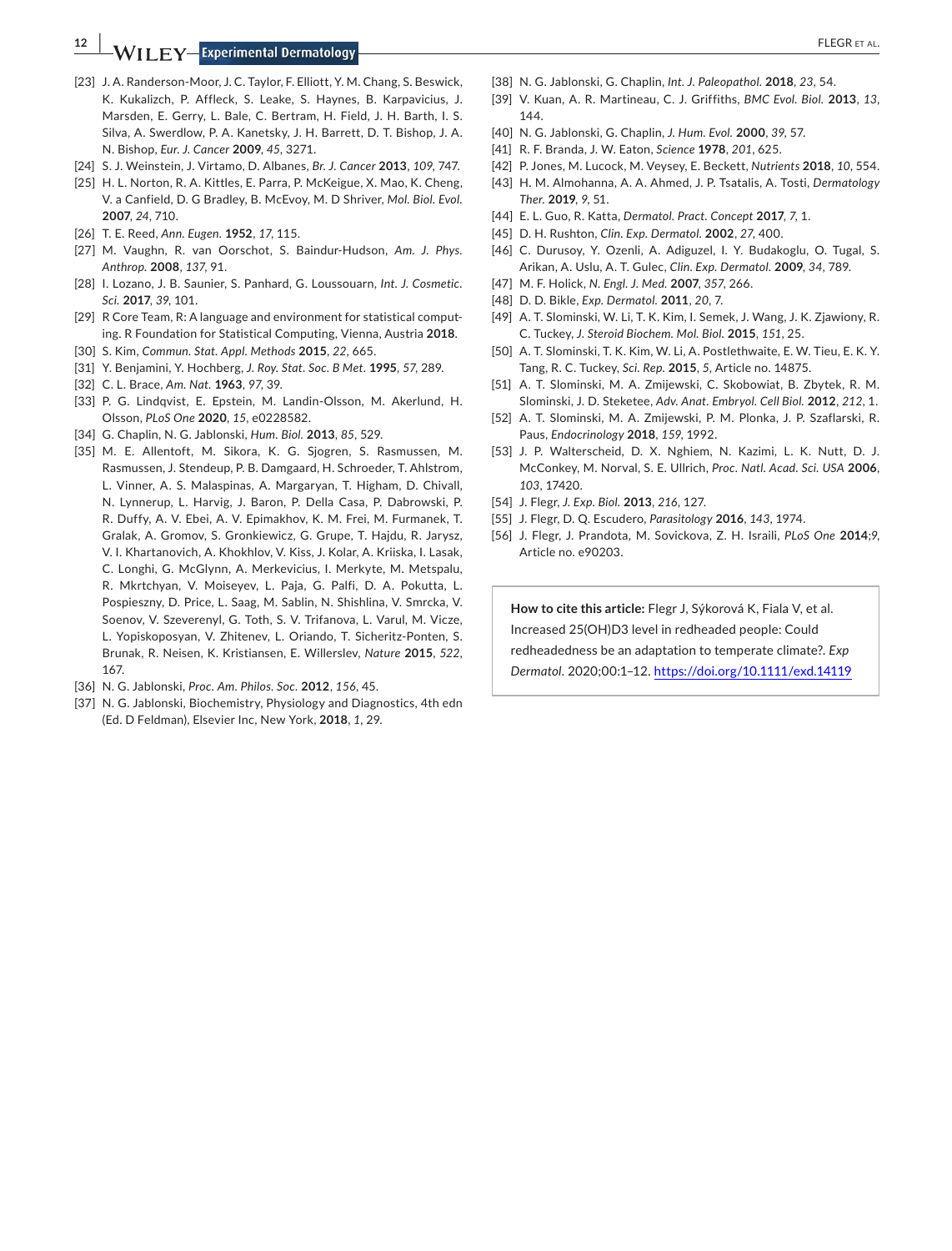[23] J. A. Randerson-Moor, J. C. Taylor, F. Elliott, Y. M. Chang, S. Beswick, K. Kukalizch, P. Affleck, S. Leake, S. Haynes, B. Karpavicius, J. Marsden, E. Gerry, L. Bale, C. Bertram, H. Field, J. H. Barth, I. S. Silva, A. Swerdlow, P. A. Kanetsky, J. H. Barrett, D. T. Bishop, J. A. N. Bishop, *Eur. J. Cancer* **2009**, *45*, 3271.

[24] S. J. Weinstein, J. Virtamo, D. Albanes, *Br. J. Cancer* **2013**, *109*, 747.

[25] H. L. Norton, R. A. Kittles, E. Parra, P. McKeigue, X. Mao, K. Cheng, V. a Canfield, D. G Bradley, B. McEvoy, M. D Shriver, *Mol. Biol. Evol.* **2007**, *24*, 710.

[26] T. E. Reed, *Ann. Eugen.* **1952**, *17*, 115.

[27] M. Vaughn, R. van Oorschot, S. Baindur-Hudson, *Am. J. Phys. Anthrop.* **2008**, *137*, 91.

[28] I. Lozano, J. B. Saunier, S. Panhard, G. Loussouarn, *Int. J. Cosmetic. Sci.* **2017**, *39*, 101.

[29] R Core Team, R: A language and environment for statistical computing. R Foundation for Statistical Computing, Vienna, Austria **2018**.

[30] S. Kim, *Commun. Stat. Appl. Methods* **2015**, *22*, 665.

[31] Y. Benjamini, Y. Hochberg, *J. Roy. Stat. Soc. B Met.* **1995**, *57*, 289.

[32] C. L. Brace, *Am. Nat.* **1963**, *97*, 39.

[33] P. G. Lindqvist, E. Epstein, M. Landin-Olsson, M. Akerlund, H. Olsson, *PLoS One* **2020**, *15*, e0228582.

[34] G. Chaplin, N. G. Jablonski, *Hum. Biol.* **2013**, *85*, 529.

[35] M. E. Allentoft, M. Sikora, K. G. Sjogren, S. Rasmussen, M. Rasmussen, J. Stendeup, P. B. Damgaard, H. Schroeder, T. Ahlstrom, L. Vinner, A. S. Malaspinas, A. Margaryan, T. Higham, D. Chivall, N. Lynnerup, L. Harvig, J. Baron, P. Della Casa, P. Dabrowski, P. R. Duffy, A. V. Ebei, A. V. Epimakhov, K. M. Frei, M. Furmanek, T. Gralak, A. Gromov, S. Gronkiewicz, G. Grupe, T. Hajdu, R. Jarysz, V. I. Khartanovich, A. Khokhlov, V. Kiss, J. Kolar, A. Kriiska, I. Lasak, C. Longhi, G. McGlynn, A. Merkevicius, I. Merkyte, M. Metspalu, R. Mkrtchyan, V. Moiseyev, L. Paja, G. Palfi, D. A. Pokutta, L. Pospieszny, D. Price, L. Saag, M. Sablin, N. Shishlina, V. Smrcka, V. Soenov, V. Szeverenyl, G. Toth, S. V. Trifanova, L. Varul, M. Vicze, L. Yopiskoposyan, V. Zhitenev, L. Oriando, T. Sicheritz-Ponten, S. Brunak, R. Neisen, K. Kristiansen, E. Willerslev, *Nature* **2015**, *522*, 167.

[36] N. G. Jablonski, *Proc. Am. Philos. Soc.* **2012**, *156*, 45.

[37] N. G. Jablonski, Biochemistry, Physiology and Diagnostics, 4th edn (Ed. D Feldman), Elsevier Inc, New York, **2018**, *1*, 29.

[38] N. G. Jablonski, G. Chaplin, *Int. J. Paleopathol.* **2018**, *23*, 54.

[39] V. Kuan, A. R. Martineau, C. J. Griffiths, *BMC Evol. Biol.* **2013**, *13*, 144.

[40] N. G. Jablonski, G. Chaplin, *J. Hum. Evol.* **2000**, *39*, 57.

[41] R. F. Branda, J. W. Eaton, *Science* **1978**, *201*, 625.

[42] P. Jones, M. Lucock, M. Veysey, E. Beckett, *Nutrients* **2018**, *10*, 554.

[43] H. M. Almohanna, A. A. Ahmed, J. P. Tsatalis, A. Tosti, *Dermatology Ther.* **2019**, *9*, 51.

[44] E. L. Guo, R. Katta, *Dermatol. Pract. Concept* **2017**, *7*, 1.

[45] D. H. Rushton, *Clin. Exp. Dermatol.* **2002**, *27*, 400.

[46] C. Durusoy, Y. Ozenli, A. Adiguzel, I. Y. Budakoglu, O. Tugal, S. Arikan, A. Uslu, A. T. Gulec, *Clin. Exp. Dermatol.* **2009**, *34*, 789.

[47] M. F. Holick, *N. Engl. J. Med.* **2007**, *357*, 266.

[48] D. D. Bikle, *Exp. Dermatol.* **2011**, *20*, 7.

[49] A. T. Slominski, W. Li, T. K. Kim, I. Semek, J. Wang, J. K. Zjawiony, R. C. Tuckey, *J. Steroid Biochem. Mol. Biol.* **2015**, *151*, 25.

[50] A. T. Slominski, T. K. Kim, W. Li, A. Postlethwaite, E. W. Tieu, E. K. Y. Tang, R. C. Tuckey, *Sci. Rep.* **2015**, *5*, Article no. 14875.

[51] A. T. Slominski, M. A. Zmijewski, C. Skobowiat, B. Zbytek, R. M. Slominski, J. D. Steketee, *Adv. Anat. Embryol. Cell Biol.* **2012**, *212*, 1.

[52] A. T. Slominski, M. A. Zmijewski, P. M. Plonka, J. P. Szaflarski, R. Paus, *Endocrinology* **2018**, *159*, 1992.

[53] J. P. Walterscheid, D. X. Nghiem, N. Kazimi, L. K. Nutt, D. J. McConkey, M. Norval, S. E. Ullrich, *Proc. Natl. Acad. Sci. USA* **2006**, *103*, 17420.

[54] J. Flegr, *J. Exp. Biol.* **2013**, *216*, 127.

[55] J. Flegr, D. Q. Escudero, *Parasitology* **2016**, *143*, 1974.

[56] J. Flegr, J. Prandota, M. Sovickova, Z. H. Israili, *PLoS One* **2014**;*9*, Article no. e90203.

**How to cite this article:** Flegr J, Sýkorová K, Fiala V, et al. Increased 25(OH)D3 level in redheaded people: Could redheadedness be an adaptation to temperate climate?. *Exp Dermatol*. 2020;00:1–12. https://doi.org/10.1111/exd.14119